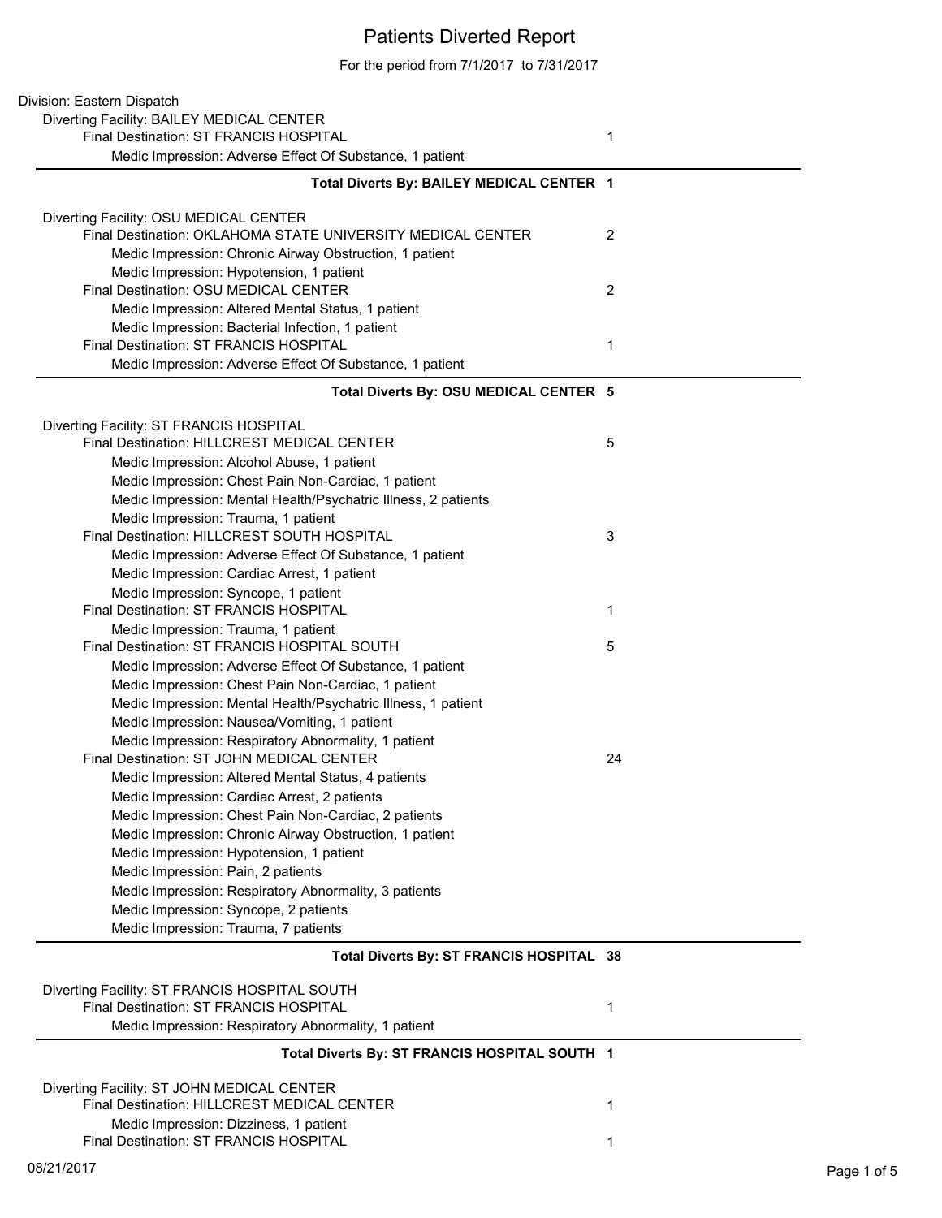# Patients Diverted Report

For the period from 7/1/2017 to 7/31/2017

Division: Eastern Dispatch

Diverting Facility: BAILEY MEDICAL CENTER

- Final Destination: ST FRANCIS HOSPITAL — 1
  - Medic Impression: Adverse Effect Of Substance, 1 patient

**Total Diverts By: BAILEY MEDICAL CENTER 1**

---

Diverting Facility: OSU MEDICAL CENTER

- Final Destination: OKLAHOMA STATE UNIVERSITY MEDICAL CENTER — 2
  - Medic Impression: Chronic Airway Obstruction, 1 patient
  - Medic Impression: Hypotension, 1 patient
- Final Destination: OSU MEDICAL CENTER — 2
  - Medic Impression: Altered Mental Status, 1 patient
  - Medic Impression: Bacterial Infection, 1 patient
- Final Destination: ST FRANCIS HOSPITAL — 1
  - Medic Impression: Adverse Effect Of Substance, 1 patient

**Total Diverts By: OSU MEDICAL CENTER 5**

---

Diverting Facility: ST FRANCIS HOSPITAL

- Final Destination: HILLCREST MEDICAL CENTER — 5
  - Medic Impression: Alcohol Abuse, 1 patient
  - Medic Impression: Chest Pain Non-Cardiac, 1 patient
  - Medic Impression: Mental Health/Psychatric Illness, 2 patients
  - Medic Impression: Trauma, 1 patient
- Final Destination: HILLCREST SOUTH HOSPITAL — 3
  - Medic Impression: Adverse Effect Of Substance, 1 patient
  - Medic Impression: Cardiac Arrest, 1 patient
  - Medic Impression: Syncope, 1 patient
- Final Destination: ST FRANCIS HOSPITAL — 1
  - Medic Impression: Trauma, 1 patient
- Final Destination: ST FRANCIS HOSPITAL SOUTH — 5
  - Medic Impression: Adverse Effect Of Substance, 1 patient
  - Medic Impression: Chest Pain Non-Cardiac, 1 patient
  - Medic Impression: Mental Health/Psychatric Illness, 1 patient
  - Medic Impression: Nausea/Vomiting, 1 patient
  - Medic Impression: Respiratory Abnormality, 1 patient
- Final Destination: ST JOHN MEDICAL CENTER — 24
  - Medic Impression: Altered Mental Status, 4 patients
  - Medic Impression: Cardiac Arrest, 2 patients
  - Medic Impression: Chest Pain Non-Cardiac, 2 patients
  - Medic Impression: Chronic Airway Obstruction, 1 patient
  - Medic Impression: Hypotension, 1 patient
  - Medic Impression: Pain, 2 patients
  - Medic Impression: Respiratory Abnormality, 3 patients
  - Medic Impression: Syncope, 2 patients
  - Medic Impression: Trauma, 7 patients

**Total Diverts By: ST FRANCIS HOSPITAL 38**

---

Diverting Facility: ST FRANCIS HOSPITAL SOUTH

- Final Destination: ST FRANCIS HOSPITAL — 1
  - Medic Impression: Respiratory Abnormality, 1 patient

**Total Diverts By: ST FRANCIS HOSPITAL SOUTH 1**

---

Diverting Facility: ST JOHN MEDICAL CENTER

- Final Destination: HILLCREST MEDICAL CENTER — 1
  - Medic Impression: Dizziness, 1 patient
- Final Destination: ST FRANCIS HOSPITAL — 1

08/21/2017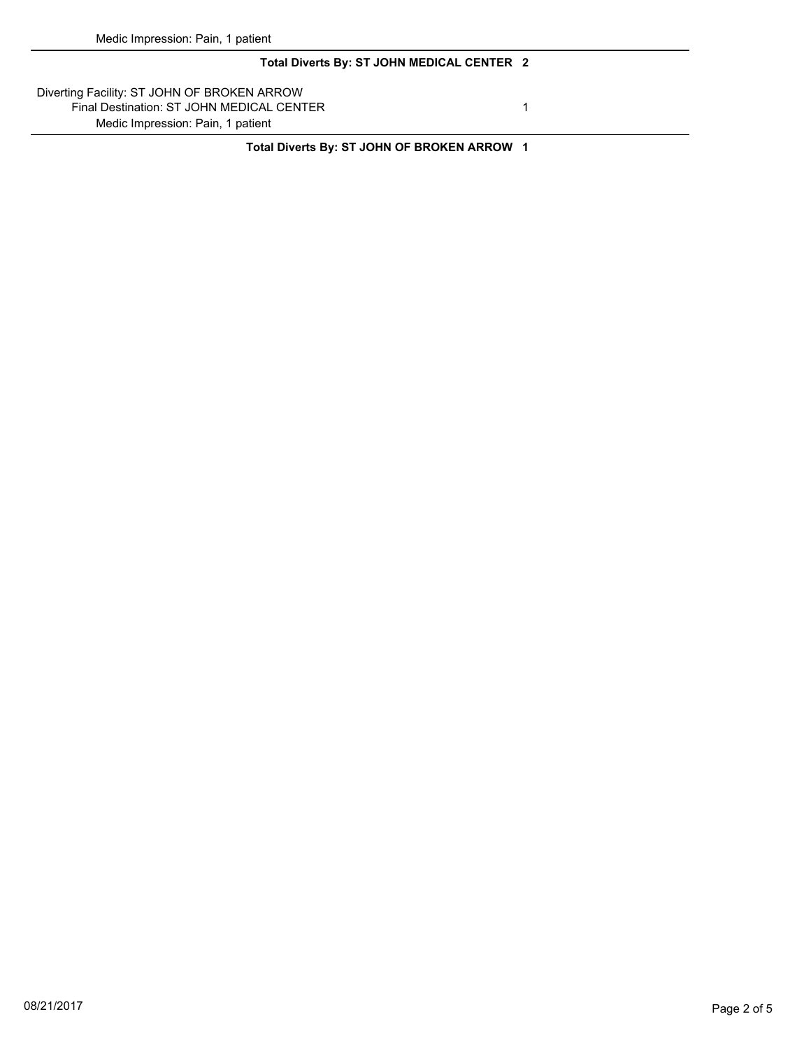Medic Impression: Pain, 1 patient

**Total Diverts By: ST JOHN MEDICAL CENTER 2**

Diverting Facility: ST JOHN OF BROKEN ARROW

Final Destination: ST JOHN MEDICAL CENTER 1

Medic Impression: Pain, 1 patient

**Total Diverts By: ST JOHN OF BROKEN ARROW 1**

08/21/2017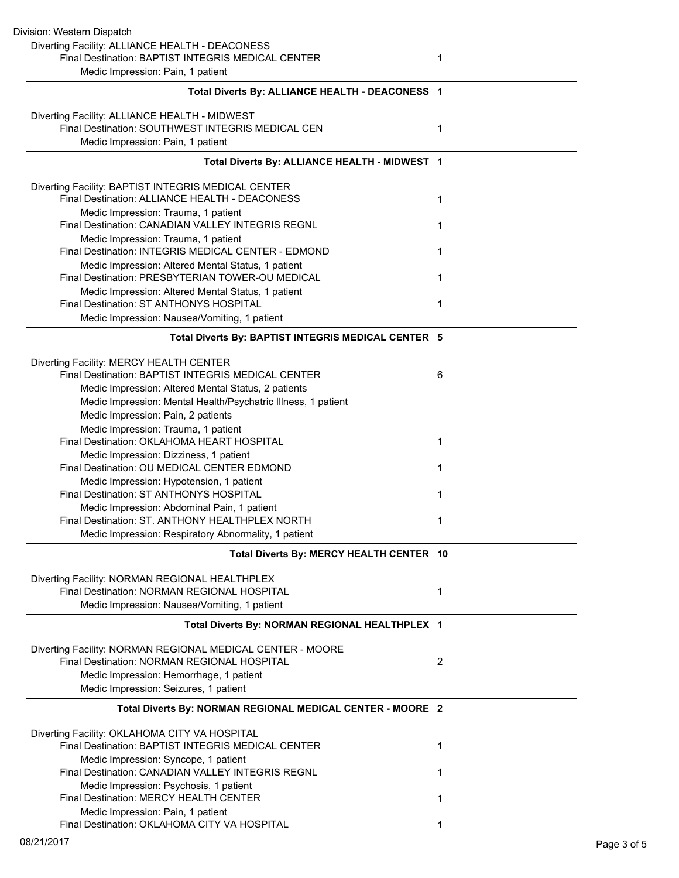Division: Western Dispatch

Diverting Facility: ALLIANCE HEALTH - DEACONESS

| | |
|---|---|
| Final Destination: BAPTIST INTEGRIS MEDICAL CENTER | 1 |
| Medic Impression: Pain, 1 patient | |

**Total Diverts By: ALLIANCE HEALTH - DEACONESS 1**

Diverting Facility: ALLIANCE HEALTH - MIDWEST

| | |
|---|---|
| Final Destination: SOUTHWEST INTEGRIS MEDICAL CEN | 1 |
| Medic Impression: Pain, 1 patient | |

**Total Diverts By: ALLIANCE HEALTH - MIDWEST 1**

Diverting Facility: BAPTIST INTEGRIS MEDICAL CENTER

| | |
|---|---|
| Final Destination: ALLIANCE HEALTH - DEACONESS | 1 |
| Medic Impression: Trauma, 1 patient | |
| Final Destination: CANADIAN VALLEY INTEGRIS REGNL | 1 |
| Medic Impression: Trauma, 1 patient | |
| Final Destination: INTEGRIS MEDICAL CENTER - EDMOND | 1 |
| Medic Impression: Altered Mental Status, 1 patient | |
| Final Destination: PRESBYTERIAN TOWER-OU MEDICAL | 1 |
| Medic Impression: Altered Mental Status, 1 patient | |
| Final Destination: ST ANTHONYS HOSPITAL | 1 |
| Medic Impression: Nausea/Vomiting, 1 patient | |

**Total Diverts By: BAPTIST INTEGRIS MEDICAL CENTER 5**

Diverting Facility: MERCY HEALTH CENTER

| | |
|---|---|
| Final Destination: BAPTIST INTEGRIS MEDICAL CENTER | 6 |
| Medic Impression: Altered Mental Status, 2 patients | |
| Medic Impression: Mental Health/Psychatric Illness, 1 patient | |
| Medic Impression: Pain, 2 patients | |
| Medic Impression: Trauma, 1 patient | |
| Final Destination: OKLAHOMA HEART HOSPITAL | 1 |
| Medic Impression: Dizziness, 1 patient | |
| Final Destination: OU MEDICAL CENTER EDMOND | 1 |
| Medic Impression: Hypotension, 1 patient | |
| Final Destination: ST ANTHONYS HOSPITAL | 1 |
| Medic Impression: Abdominal Pain, 1 patient | |
| Final Destination: ST. ANTHONY HEALTHPLEX NORTH | 1 |
| Medic Impression: Respiratory Abnormality, 1 patient | |

**Total Diverts By: MERCY HEALTH CENTER 10**

Diverting Facility: NORMAN REGIONAL HEALTHPLEX

| | |
|---|---|
| Final Destination: NORMAN REGIONAL HOSPITAL | 1 |
| Medic Impression: Nausea/Vomiting, 1 patient | |

**Total Diverts By: NORMAN REGIONAL HEALTHPLEX 1**

Diverting Facility: NORMAN REGIONAL MEDICAL CENTER - MOORE

| | |
|---|---|
| Final Destination: NORMAN REGIONAL HOSPITAL | 2 |
| Medic Impression: Hemorrhage, 1 patient | |
| Medic Impression: Seizures, 1 patient | |

**Total Diverts By: NORMAN REGIONAL MEDICAL CENTER - MOORE 2**

Diverting Facility: OKLAHOMA CITY VA HOSPITAL

| | |
|---|---|
| Final Destination: BAPTIST INTEGRIS MEDICAL CENTER | 1 |
| Medic Impression: Syncope, 1 patient | |
| Final Destination: CANADIAN VALLEY INTEGRIS REGNL | 1 |
| Medic Impression: Psychosis, 1 patient | |
| Final Destination: MERCY HEALTH CENTER | 1 |
| Medic Impression: Pain, 1 patient | |
| Final Destination: OKLAHOMA CITY VA HOSPITAL | 1 |

08/21/2017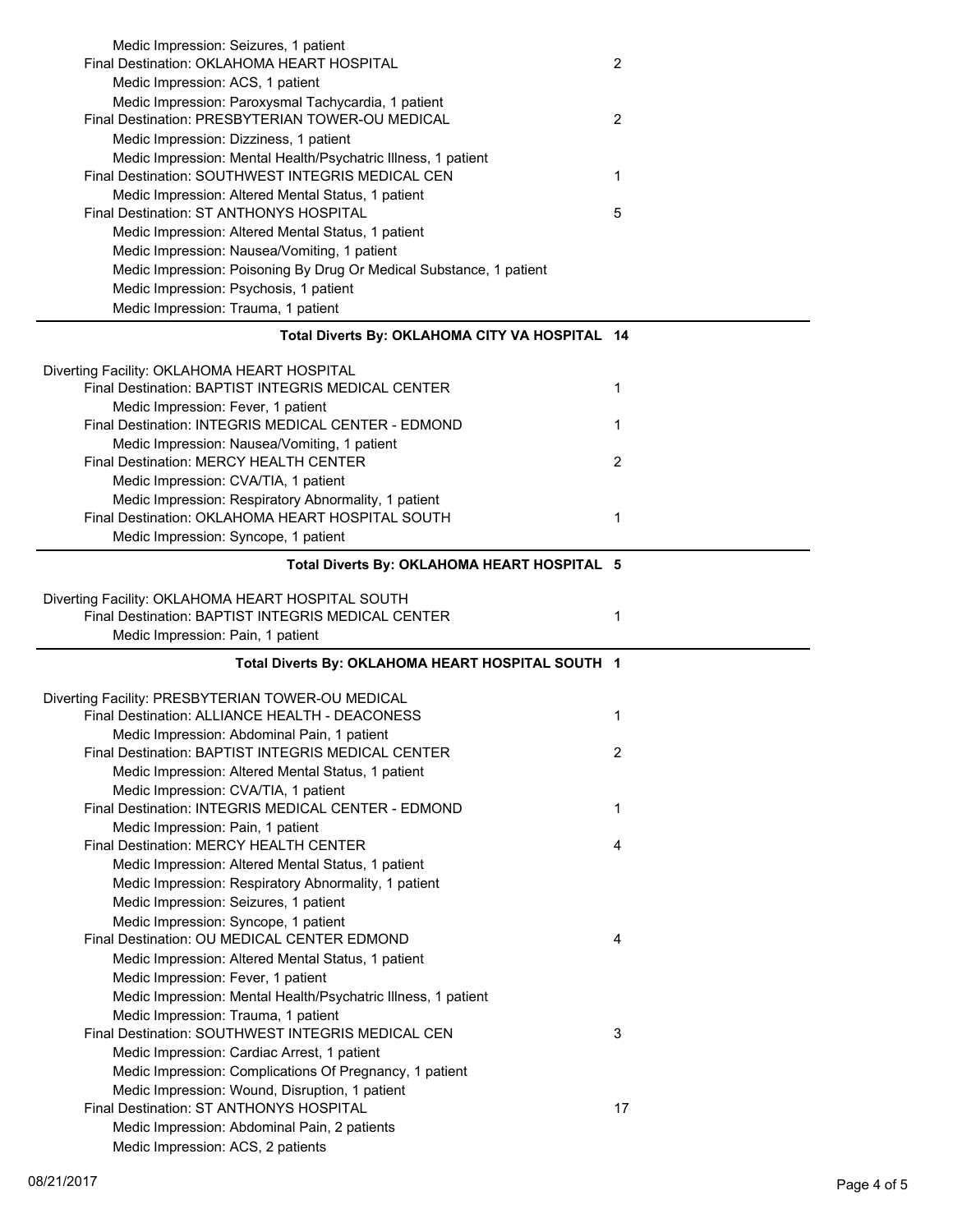Medic Impression: Seizures, 1 patient

Final Destination: OKLAHOMA HEART HOSPITAL 2

Medic Impression: ACS, 1 patient

Medic Impression: Paroxysmal Tachycardia, 1 patient

Final Destination: PRESBYTERIAN TOWER-OU MEDICAL 2

Medic Impression: Dizziness, 1 patient

Medic Impression: Mental Health/Psychatric Illness, 1 patient

Final Destination: SOUTHWEST INTEGRIS MEDICAL CEN 1

Medic Impression: Altered Mental Status, 1 patient

Final Destination: ST ANTHONYS HOSPITAL 5

Medic Impression: Altered Mental Status, 1 patient

Medic Impression: Nausea/Vomiting, 1 patient

Medic Impression: Poisoning By Drug Or Medical Substance, 1 patient

Medic Impression: Psychosis, 1 patient

Medic Impression: Trauma, 1 patient

**Total Diverts By: OKLAHOMA CITY VA HOSPITAL 14**

---

Diverting Facility: OKLAHOMA HEART HOSPITAL

Final Destination: BAPTIST INTEGRIS MEDICAL CENTER 1

Medic Impression: Fever, 1 patient

Final Destination: INTEGRIS MEDICAL CENTER - EDMOND 1

Medic Impression: Nausea/Vomiting, 1 patient

Final Destination: MERCY HEALTH CENTER 2

Medic Impression: CVA/TIA, 1 patient

Medic Impression: Respiratory Abnormality, 1 patient

Final Destination: OKLAHOMA HEART HOSPITAL SOUTH 1

Medic Impression: Syncope, 1 patient

**Total Diverts By: OKLAHOMA HEART HOSPITAL 5**

---

Diverting Facility: OKLAHOMA HEART HOSPITAL SOUTH

Final Destination: BAPTIST INTEGRIS MEDICAL CENTER 1

Medic Impression: Pain, 1 patient

**Total Diverts By: OKLAHOMA HEART HOSPITAL SOUTH 1**

---

Diverting Facility: PRESBYTERIAN TOWER-OU MEDICAL

Final Destination: ALLIANCE HEALTH - DEACONESS 1

Medic Impression: Abdominal Pain, 1 patient

Final Destination: BAPTIST INTEGRIS MEDICAL CENTER 2

Medic Impression: Altered Mental Status, 1 patient

Medic Impression: CVA/TIA, 1 patient

Final Destination: INTEGRIS MEDICAL CENTER - EDMOND 1

Medic Impression: Pain, 1 patient

Final Destination: MERCY HEALTH CENTER 4

Medic Impression: Altered Mental Status, 1 patient

Medic Impression: Respiratory Abnormality, 1 patient

Medic Impression: Seizures, 1 patient

Medic Impression: Syncope, 1 patient

Final Destination: OU MEDICAL CENTER EDMOND 4

Medic Impression: Altered Mental Status, 1 patient

Medic Impression: Fever, 1 patient

Medic Impression: Mental Health/Psychatric Illness, 1 patient

Medic Impression: Trauma, 1 patient

Final Destination: SOUTHWEST INTEGRIS MEDICAL CEN 3

Medic Impression: Cardiac Arrest, 1 patient

Medic Impression: Complications Of Pregnancy, 1 patient

Medic Impression: Wound, Disruption, 1 patient

Final Destination: ST ANTHONYS HOSPITAL 17

Medic Impression: Abdominal Pain, 2 patients

Medic Impression: ACS, 2 patients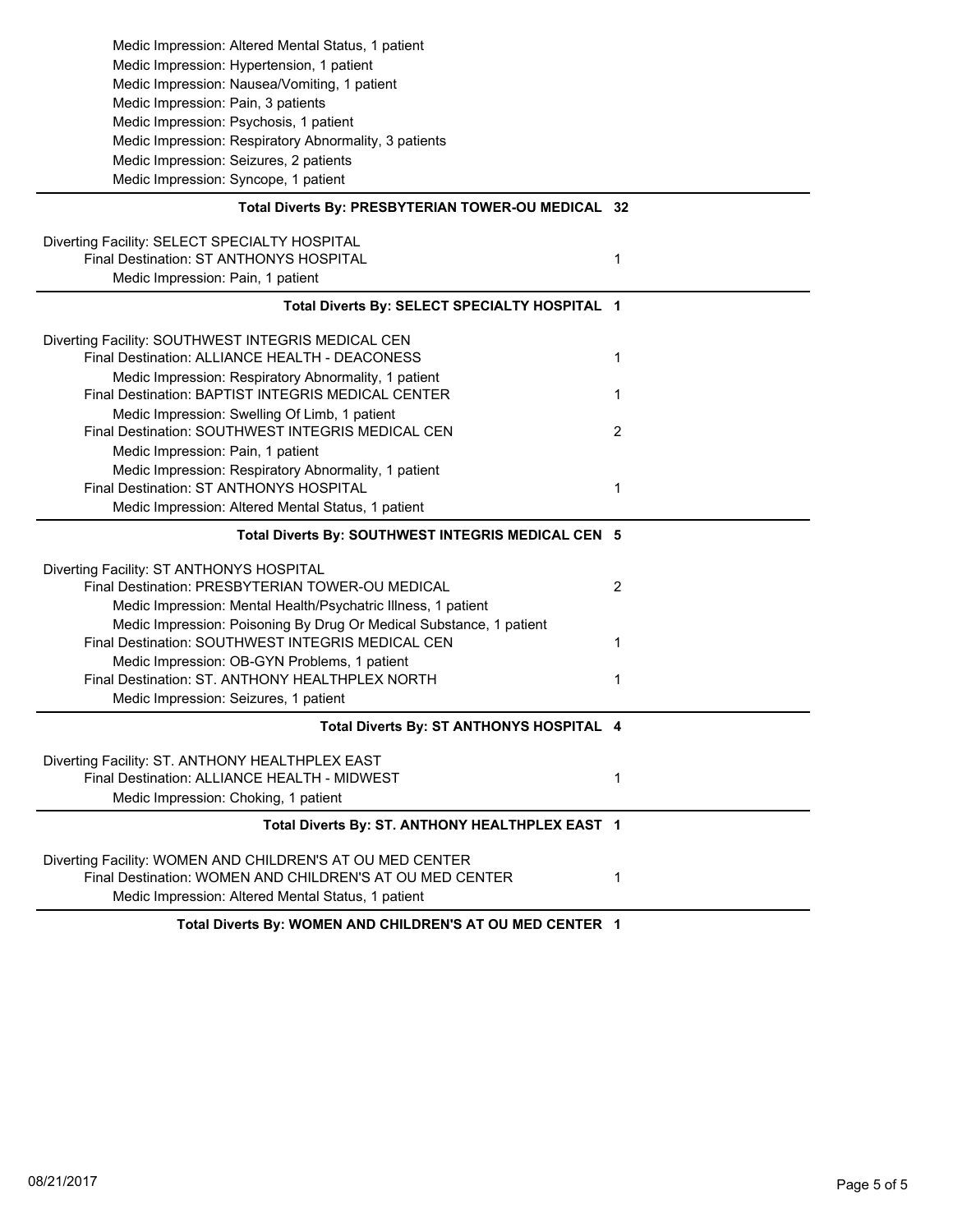Medic Impression: Altered Mental Status, 1 patient
Medic Impression: Hypertension, 1 patient
Medic Impression: Nausea/Vomiting, 1 patient
Medic Impression: Pain, 3 patients
Medic Impression: Psychosis, 1 patient
Medic Impression: Respiratory Abnormality, 3 patients
Medic Impression: Seizures, 2 patients
Medic Impression: Syncope, 1 patient

**Total Diverts By: PRESBYTERIAN TOWER-OU MEDICAL 32**

Diverting Facility: SELECT SPECIALTY HOSPITAL

| | |
|---|---|
| Final Destination: ST ANTHONYS HOSPITAL | 1 |
| Medic Impression: Pain, 1 patient | |

**Total Diverts By: SELECT SPECIALTY HOSPITAL 1**

Diverting Facility: SOUTHWEST INTEGRIS MEDICAL CEN

| | |
|---|---|
| Final Destination: ALLIANCE HEALTH - DEACONESS | 1 |
| Medic Impression: Respiratory Abnormality, 1 patient | |
| Final Destination: BAPTIST INTEGRIS MEDICAL CENTER | 1 |
| Medic Impression: Swelling Of Limb, 1 patient | |
| Final Destination: SOUTHWEST INTEGRIS MEDICAL CEN | 2 |
| Medic Impression: Pain, 1 patient | |
| Medic Impression: Respiratory Abnormality, 1 patient | |
| Final Destination: ST ANTHONYS HOSPITAL | 1 |
| Medic Impression: Altered Mental Status, 1 patient | |

**Total Diverts By: SOUTHWEST INTEGRIS MEDICAL CEN 5**

Diverting Facility: ST ANTHONYS HOSPITAL

| | |
|---|---|
| Final Destination: PRESBYTERIAN TOWER-OU MEDICAL | 2 |
| Medic Impression: Mental Health/Psychatric Illness, 1 patient | |
| Medic Impression: Poisoning By Drug Or Medical Substance, 1 patient | |
| Final Destination: SOUTHWEST INTEGRIS MEDICAL CEN | 1 |
| Medic Impression: OB-GYN Problems, 1 patient | |
| Final Destination: ST. ANTHONY HEALTHPLEX NORTH | 1 |
| Medic Impression: Seizures, 1 patient | |

**Total Diverts By: ST ANTHONYS HOSPITAL 4**

Diverting Facility: ST. ANTHONY HEALTHPLEX EAST

| | |
|---|---|
| Final Destination: ALLIANCE HEALTH - MIDWEST | 1 |
| Medic Impression: Choking, 1 patient | |

**Total Diverts By: ST. ANTHONY HEALTHPLEX EAST 1**

Diverting Facility: WOMEN AND CHILDREN'S AT OU MED CENTER

| | |
|---|---|
| Final Destination: WOMEN AND CHILDREN'S AT OU MED CENTER | 1 |
| Medic Impression: Altered Mental Status, 1 patient | |

**Total Diverts By: WOMEN AND CHILDREN'S AT OU MED CENTER 1**

08/21/2017